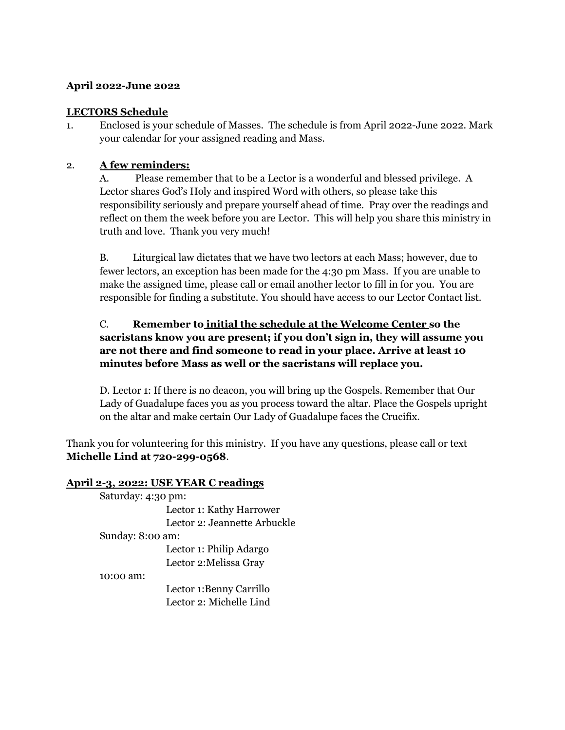**April 2022-June 2022**

**LECTORS Schedule**

1. Enclosed is your schedule of Masses. The schedule is from April 2022-June 2022. Mark your calendar for your assigned reading and Mass.

2. **A few reminders:**

   A. Please remember that to be a Lector is a wonderful and blessed privilege. A Lector shares God's Holy and inspired Word with others, so please take this responsibility seriously and prepare yourself ahead of time. Pray over the readings and reflect on them the week before you are Lector. This will help you share this ministry in truth and love. Thank you very much!

   B. Liturgical law dictates that we have two lectors at each Mass; however, due to fewer lectors, an exception has been made for the 4:30 pm Mass. If you are unable to make the assigned time, please call or email another lector to fill in for you. You are responsible for finding a substitute. You should have access to our Lector Contact list.

   C. **Remember to initial the schedule at the Welcome Center so the sacristans know you are present; if you don't sign in, they will assume you are not there and find someone to read in your place. Arrive at least 10 minutes before Mass as well or the sacristans will replace you.**

   D. Lector 1: If there is no deacon, you will bring up the Gospels. Remember that Our Lady of Guadalupe faces you as you process toward the altar. Place the Gospels upright on the altar and make certain Our Lady of Guadalupe faces the Crucifix.

Thank you for volunteering for this ministry. If you have any questions, please call or text **Michelle Lind at 720-299-0568**.

**April 2-3, 2022: USE YEAR C readings**

Saturday: 4:30 pm:
- Lector 1: Kathy Harrower
- Lector 2: Jeannette Arbuckle

Sunday: 8:00 am:
- Lector 1: Philip Adargo
- Lector 2:Melissa Gray

10:00 am:
- Lector 1:Benny Carrillo
- Lector 2: Michelle Lind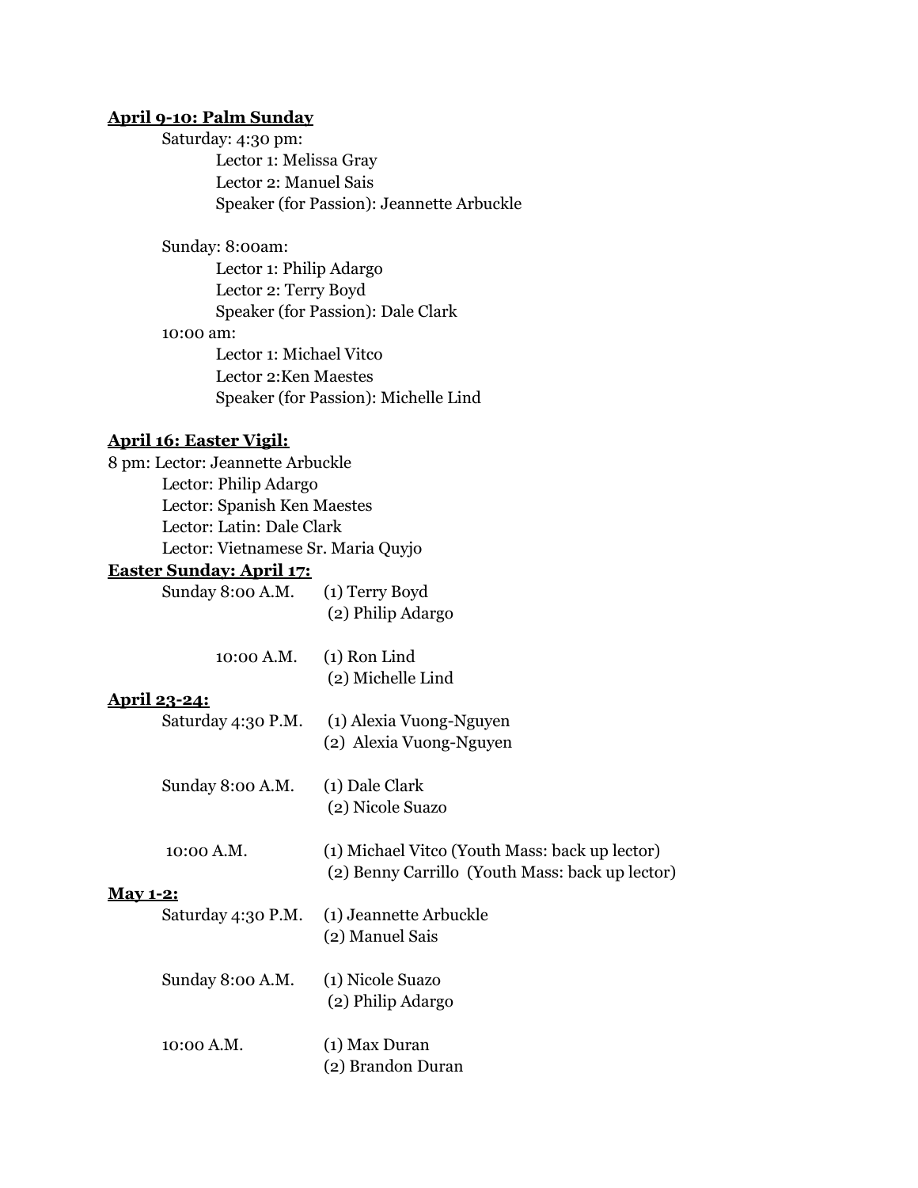**April 9-10: Palm Sunday**

Saturday: 4:30 pm:

Lector 1: Melissa Gray
Lector 2: Manuel Sais
Speaker (for Passion): Jeannette Arbuckle

Sunday: 8:00am:

Lector 1: Philip Adargo
Lector 2: Terry Boyd
Speaker (for Passion): Dale Clark

10:00 am:

Lector 1: Michael Vitco
Lector 2:Ken Maestes
Speaker (for Passion): Michelle Lind

**April 16: Easter Vigil:**

8 pm: Lector: Jeannette Arbuckle
Lector: Philip Adargo
Lector: Spanish Ken Maestes
Lector: Latin: Dale Clark
Lector: Vietnamese Sr. Maria Quyjo

**Easter Sunday: April 17:**

Sunday 8:00 A.M. (1) Terry Boyd
(2) Philip Adargo

10:00 A.M. (1) Ron Lind
(2) Michelle Lind

**April 23-24:**

Saturday 4:30 P.M. (1) Alexia Vuong-Nguyen
(2) Alexia Vuong-Nguyen

Sunday 8:00 A.M. (1) Dale Clark
(2) Nicole Suazo

10:00 A.M. (1) Michael Vitco (Youth Mass: back up lector)
(2) Benny Carrillo (Youth Mass: back up lector)

**May 1-2:**

Saturday 4:30 P.M. (1) Jeannette Arbuckle
(2) Manuel Sais

Sunday 8:00 A.M. (1) Nicole Suazo
(2) Philip Adargo

10:00 A.M. (1) Max Duran
(2) Brandon Duran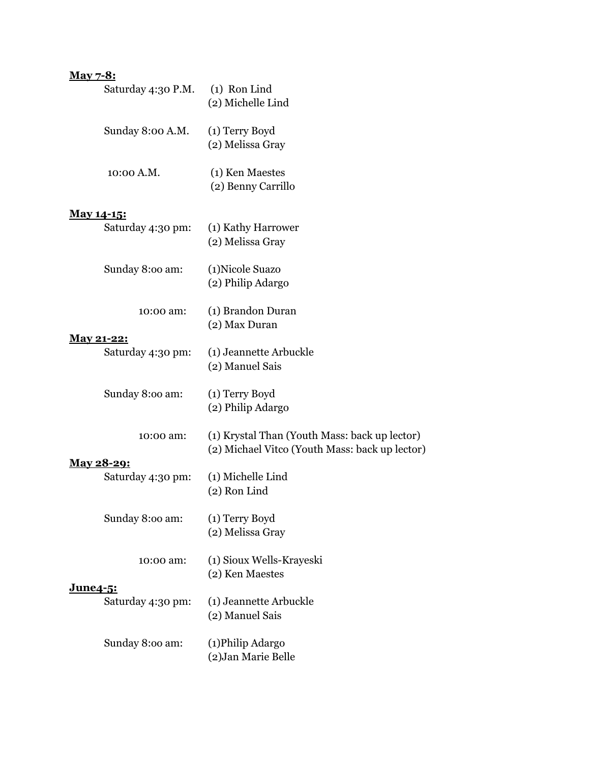**May 7-8:**

Saturday 4:30 P.M. (1) Ron Lind
(2) Michelle Lind

Sunday 8:00 A.M. (1) Terry Boyd
(2) Melissa Gray

10:00 A.M. (1) Ken Maestes
(2) Benny Carrillo

**May 14-15:**

Saturday 4:30 pm: (1) Kathy Harrower
(2) Melissa Gray

Sunday 8:00 am: (1)Nicole Suazo
(2) Philip Adargo

10:00 am: (1) Brandon Duran
(2) Max Duran

**May 21-22:**

Saturday 4:30 pm: (1) Jeannette Arbuckle
(2) Manuel Sais

Sunday 8:00 am: (1) Terry Boyd
(2) Philip Adargo

10:00 am: (1) Krystal Than (Youth Mass: back up lector)
(2) Michael Vitco (Youth Mass: back up lector)

**May 28-29:**

Saturday 4:30 pm: (1) Michelle Lind
(2) Ron Lind

Sunday 8:00 am: (1) Terry Boyd
(2) Melissa Gray

10:00 am: (1) Sioux Wells-Krayeski
(2) Ken Maestes

**June4-5:**

Saturday 4:30 pm: (1) Jeannette Arbuckle
(2) Manuel Sais

Sunday 8:00 am: (1)Philip Adargo
(2)Jan Marie Belle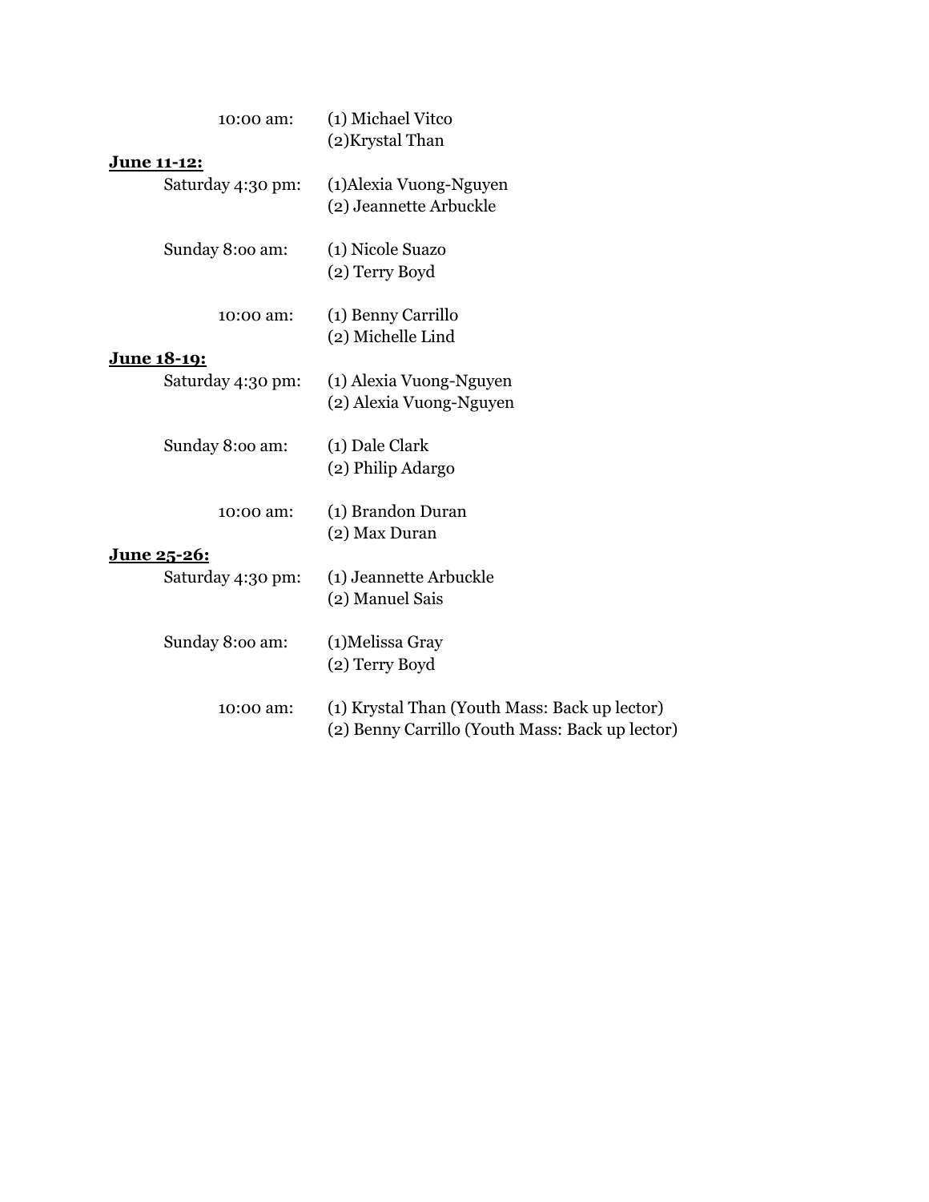10:00 am: (1) Michael Vitco
(2)Krystal Than

**June 11-12:**

Saturday 4:30 pm: (1)Alexia Vuong-Nguyen
(2) Jeannette Arbuckle

Sunday 8:00 am: (1) Nicole Suazo
(2) Terry Boyd

10:00 am: (1) Benny Carrillo
(2) Michelle Lind

**June 18-19:**

Saturday 4:30 pm: (1) Alexia Vuong-Nguyen
(2) Alexia Vuong-Nguyen

Sunday 8:00 am: (1) Dale Clark
(2) Philip Adargo

10:00 am: (1) Brandon Duran
(2) Max Duran

**June 25-26:**

Saturday 4:30 pm: (1) Jeannette Arbuckle
(2) Manuel Sais

Sunday 8:00 am: (1)Melissa Gray
(2) Terry Boyd

10:00 am: (1) Krystal Than (Youth Mass: Back up lector)
(2) Benny Carrillo (Youth Mass: Back up lector)